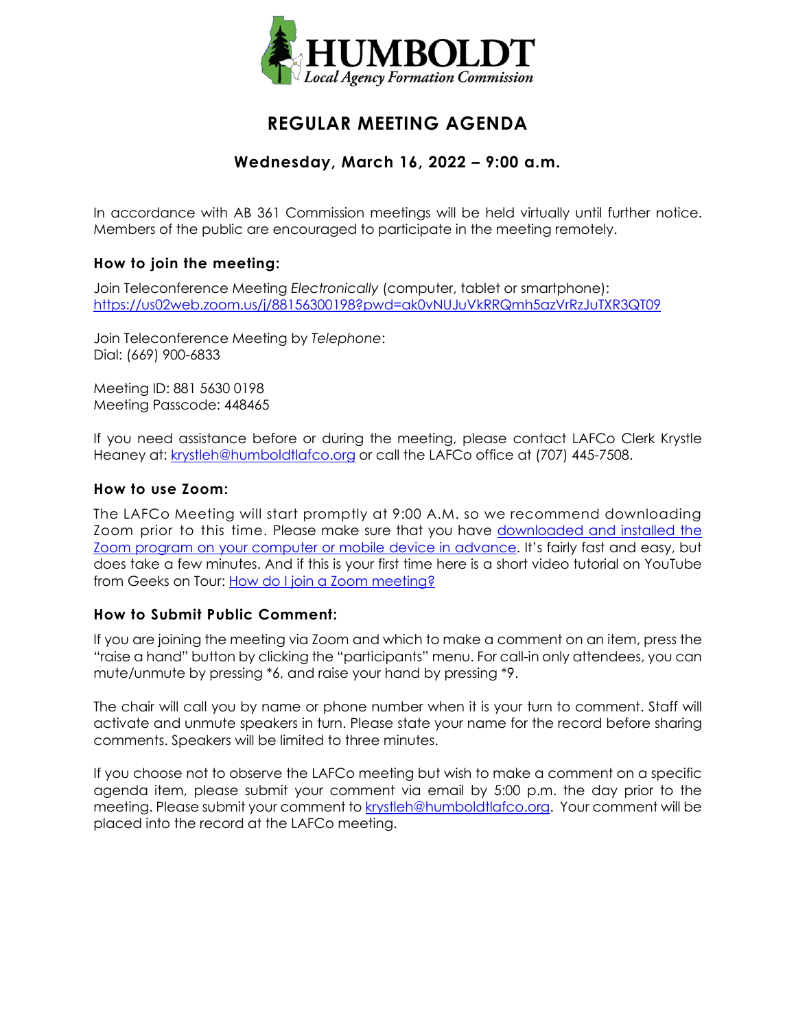**HUMBOLDT**
*Local Agency Formation Commission*

# REGULAR MEETING AGENDA

## Wednesday, March 16, 2022 – 9:00 a.m.

In accordance with AB 361 Commission meetings will be held virtually until further notice. Members of the public are encouraged to participate in the meeting remotely.

### How to join the meeting:

Join Teleconference Meeting *Electronically* (computer, tablet or smartphone):
[https://us02web.zoom.us/j/88156300198?pwd=ak0vNUJuVkRRQmh5azVrRzJuTXR3QT09](https://us02web.zoom.us/j/88156300198?pwd=ak0vNUJuVkRRQmh5azVrRzJuTXR3QT09)

Join Teleconference Meeting by *Telephone*:
Dial: (669) 900-6833

Meeting ID: 881 5630 0198
Meeting Passcode: 448465

If you need assistance before or during the meeting, please contact LAFCo Clerk Krystle Heaney at: krystleh@humboldtlafco.org or call the LAFCo office at (707) 445-7508.

### How to use Zoom:

The LAFCo Meeting will start promptly at 9:00 A.M. so we recommend downloading Zoom prior to this time. Please make sure that you have downloaded and installed the Zoom program on your computer or mobile device in advance. It's fairly fast and easy, but does take a few minutes. And if this is your first time here is a short video tutorial on YouTube from Geeks on Tour: How do I join a Zoom meeting?

### How to Submit Public Comment:

If you are joining the meeting via Zoom and which to make a comment on an item, press the "raise a hand" button by clicking the "participants" menu. For call-in only attendees, you can mute/unmute by pressing *6, and raise your hand by pressing *9.

The chair will call you by name or phone number when it is your turn to comment. Staff will activate and unmute speakers in turn. Please state your name for the record before sharing comments. Speakers will be limited to three minutes.

If you choose not to observe the LAFCo meeting but wish to make a comment on a specific agenda item, please submit your comment via email by 5:00 p.m. the day prior to the meeting. Please submit your comment to krystleh@humboldtlafco.org. Your comment will be placed into the record at the LAFCo meeting.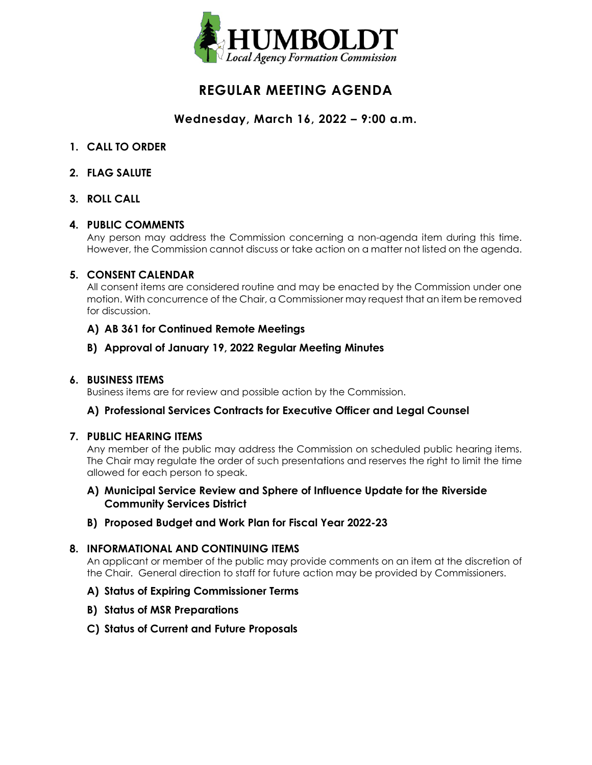**HUMBOLDT**
*Local Agency Formation Commission*

# REGULAR MEETING AGENDA

## Wednesday, March 16, 2022 – 9:00 a.m.

**1. CALL TO ORDER**

**2. FLAG SALUTE**

**3. ROLL CALL**

**4. PUBLIC COMMENTS**

Any person may address the Commission concerning a non-agenda item during this time. However, the Commission cannot discuss or take action on a matter not listed on the agenda.

**5. CONSENT CALENDAR**

All consent items are considered routine and may be enacted by the Commission under one motion. With concurrence of the Chair, a Commissioner may request that an item be removed for discussion.

**A) AB 361 for Continued Remote Meetings**

**B) Approval of January 19, 2022 Regular Meeting Minutes**

**6. BUSINESS ITEMS**

Business items are for review and possible action by the Commission.

**A) Professional Services Contracts for Executive Officer and Legal Counsel**

**7. PUBLIC HEARING ITEMS**

Any member of the public may address the Commission on scheduled public hearing items. The Chair may regulate the order of such presentations and reserves the right to limit the time allowed for each person to speak.

**A) Municipal Service Review and Sphere of Influence Update for the Riverside Community Services District**

**B) Proposed Budget and Work Plan for Fiscal Year 2022-23**

**8. INFORMATIONAL AND CONTINUING ITEMS**

An applicant or member of the public may provide comments on an item at the discretion of the Chair. General direction to staff for future action may be provided by Commissioners.

**A) Status of Expiring Commissioner Terms**

**B) Status of MSR Preparations**

**C) Status of Current and Future Proposals**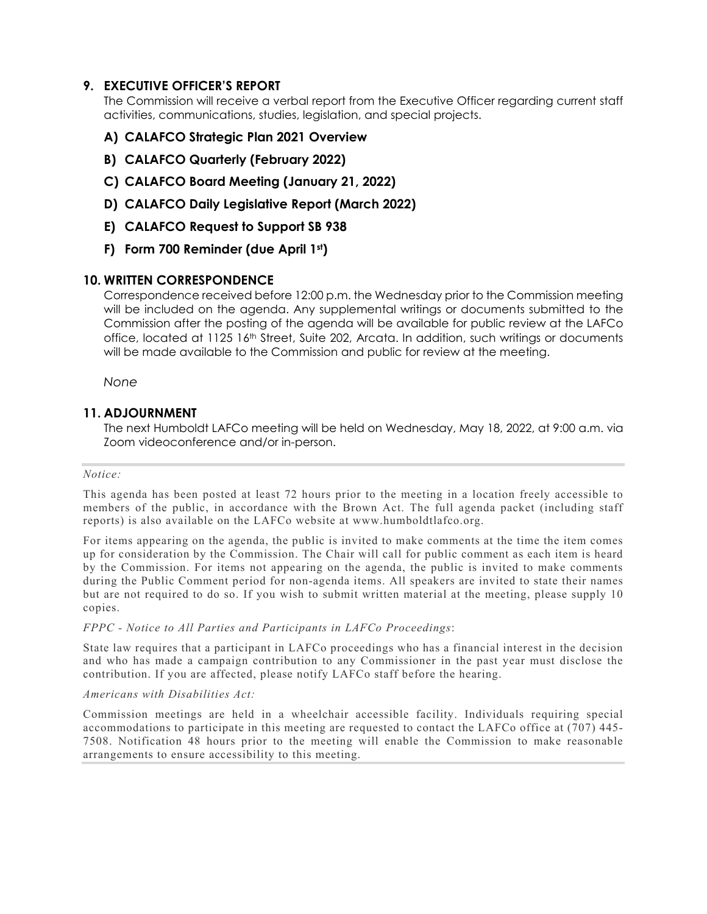## 9. EXECUTIVE OFFICER'S REPORT

The Commission will receive a verbal report from the Executive Officer regarding current staff activities, communications, studies, legislation, and special projects.

### A) CALAFCO Strategic Plan 2021 Overview

### B) CALAFCO Quarterly (February 2022)

### C) CALAFCO Board Meeting (January 21, 2022)

### D) CALAFCO Daily Legislative Report (March 2022)

### E) CALAFCO Request to Support SB 938

### F) Form 700 Reminder (due April 1st)

## 10. WRITTEN CORRESPONDENCE

Correspondence received before 12:00 p.m. the Wednesday prior to the Commission meeting will be included on the agenda. Any supplemental writings or documents submitted to the Commission after the posting of the agenda will be available for public review at the LAFCo office, located at 1125 16th Street, Suite 202, Arcata. In addition, such writings or documents will be made available to the Commission and public for review at the meeting.

*None*

## 11. ADJOURNMENT

The next Humboldt LAFCo meeting will be held on Wednesday, May 18, 2022, at 9:00 a.m. via Zoom videoconference and/or in-person.

---

*Notice:*

This agenda has been posted at least 72 hours prior to the meeting in a location freely accessible to members of the public, in accordance with the Brown Act. The full agenda packet (including staff reports) is also available on the LAFCo website at www.humboldtlafco.org.

For items appearing on the agenda, the public is invited to make comments at the time the item comes up for consideration by the Commission. The Chair will call for public comment as each item is heard by the Commission. For items not appearing on the agenda, the public is invited to make comments during the Public Comment period for non-agenda items. All speakers are invited to state their names but are not required to do so. If you wish to submit written material at the meeting, please supply 10 copies.

*FPPC - Notice to All Parties and Participants in LAFCo Proceedings*:

State law requires that a participant in LAFCo proceedings who has a financial interest in the decision and who has made a campaign contribution to any Commissioner in the past year must disclose the contribution. If you are affected, please notify LAFCo staff before the hearing.

*Americans with Disabilities Act:*

Commission meetings are held in a wheelchair accessible facility. Individuals requiring special accommodations to participate in this meeting are requested to contact the LAFCo office at (707) 445-7508. Notification 48 hours prior to the meeting will enable the Commission to make reasonable arrangements to ensure accessibility to this meeting.